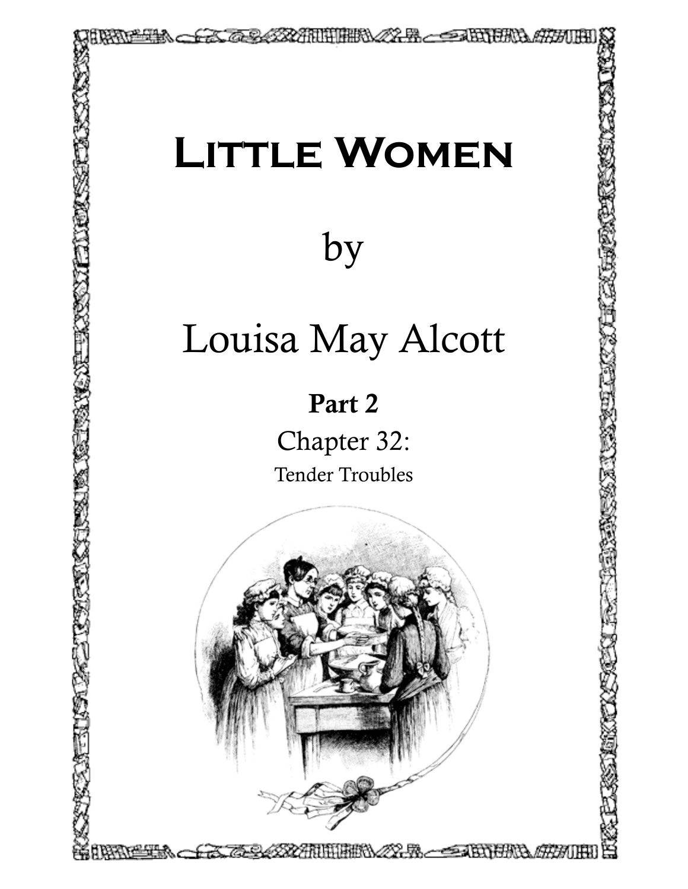# Little Women

by

Louisa May Alcott

**Part 2**

Chapter 32:

Tender Troubles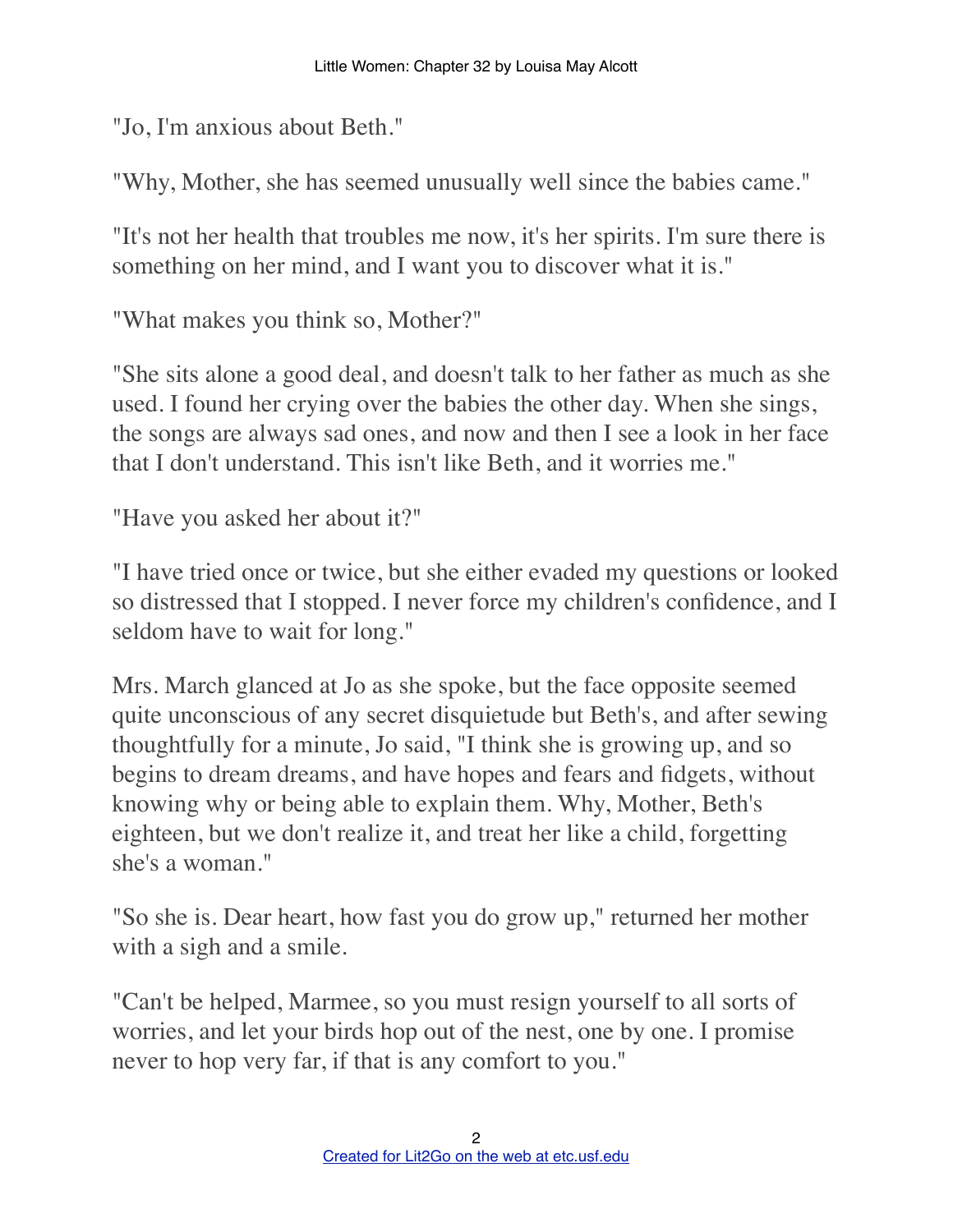"Jo, I'm anxious about Beth."

"Why, Mother, she has seemed unusually well since the babies came."

"It's not her health that troubles me now, it's her spirits. I'm sure there is something on her mind, and I want you to discover what it is."

"What makes you think so, Mother?"

"She sits alone a good deal, and doesn't talk to her father as much as she used. I found her crying over the babies the other day. When she sings, the songs are always sad ones, and now and then I see a look in her face that I don't understand. This isn't like Beth, and it worries me."

"Have you asked her about it?"

"I have tried once or twice, but she either evaded my questions or looked so distressed that I stopped. I never force my children's confidence, and I seldom have to wait for long."

Mrs. March glanced at Jo as she spoke, but the face opposite seemed quite unconscious of any secret disquietude but Beth's, and after sewing thoughtfully for a minute, Jo said, "I think she is growing up, and so begins to dream dreams, and have hopes and fears and fidgets, without knowing why or being able to explain them. Why, Mother, Beth's eighteen, but we don't realize it, and treat her like a child, forgetting she's a woman."

"So she is. Dear heart, how fast you do grow up," returned her mother with a sigh and a smile.

"Can't be helped, Marmee, so you must resign yourself to all sorts of worries, and let your birds hop out of the nest, one by one. I promise never to hop very far, if that is any comfort to you."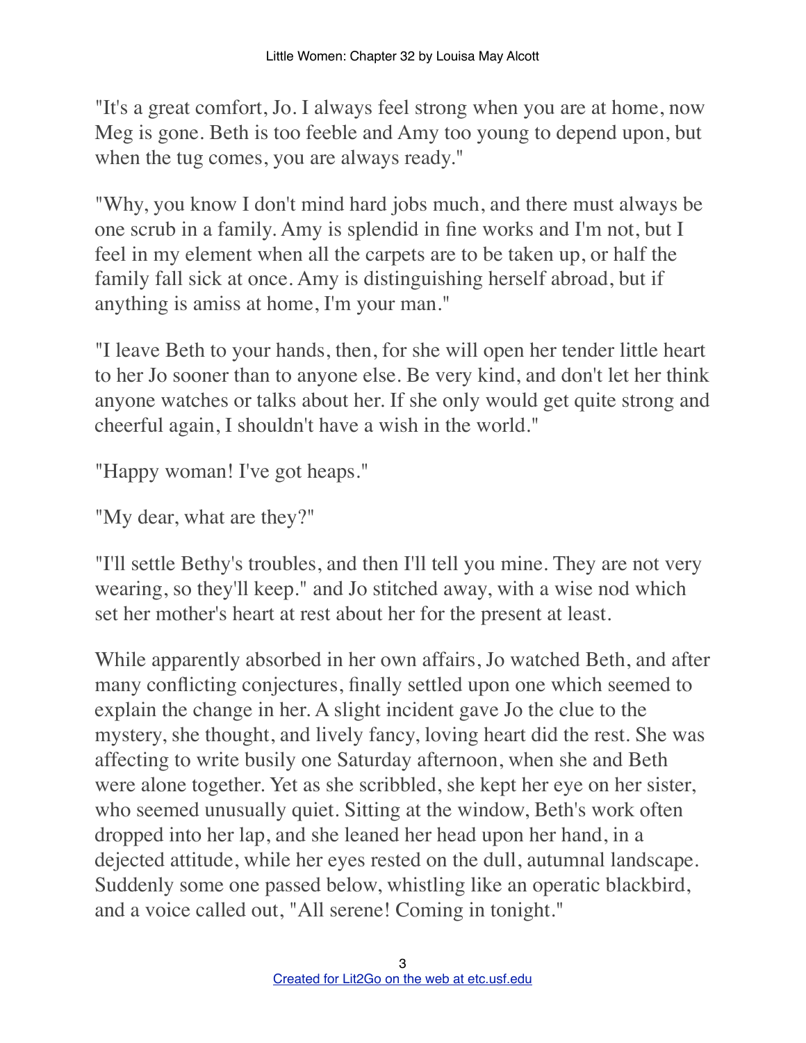"It's a great comfort, Jo. I always feel strong when you are at home, now Meg is gone. Beth is too feeble and Amy too young to depend upon, but when the tug comes, you are always ready."

"Why, you know I don't mind hard jobs much, and there must always be one scrub in a family. Amy is splendid in fine works and I'm not, but I feel in my element when all the carpets are to be taken up, or half the family fall sick at once. Amy is distinguishing herself abroad, but if anything is amiss at home, I'm your man."

"I leave Beth to your hands, then, for she will open her tender little heart to her Jo sooner than to anyone else. Be very kind, and don't let her think anyone watches or talks about her. If she only would get quite strong and cheerful again, I shouldn't have a wish in the world."

"Happy woman! I've got heaps."

"My dear, what are they?"

"I'll settle Bethy's troubles, and then I'll tell you mine. They are not very wearing, so they'll keep." and Jo stitched away, with a wise nod which set her mother's heart at rest about her for the present at least.

While apparently absorbed in her own affairs, Jo watched Beth, and after many conflicting conjectures, finally settled upon one which seemed to explain the change in her. A slight incident gave Jo the clue to the mystery, she thought, and lively fancy, loving heart did the rest. She was affecting to write busily one Saturday afternoon, when she and Beth were alone together. Yet as she scribbled, she kept her eye on her sister, who seemed unusually quiet. Sitting at the window, Beth's work often dropped into her lap, and she leaned her head upon her hand, in a dejected attitude, while her eyes rested on the dull, autumnal landscape. Suddenly some one passed below, whistling like an operatic blackbird, and a voice called out, "All serene! Coming in tonight."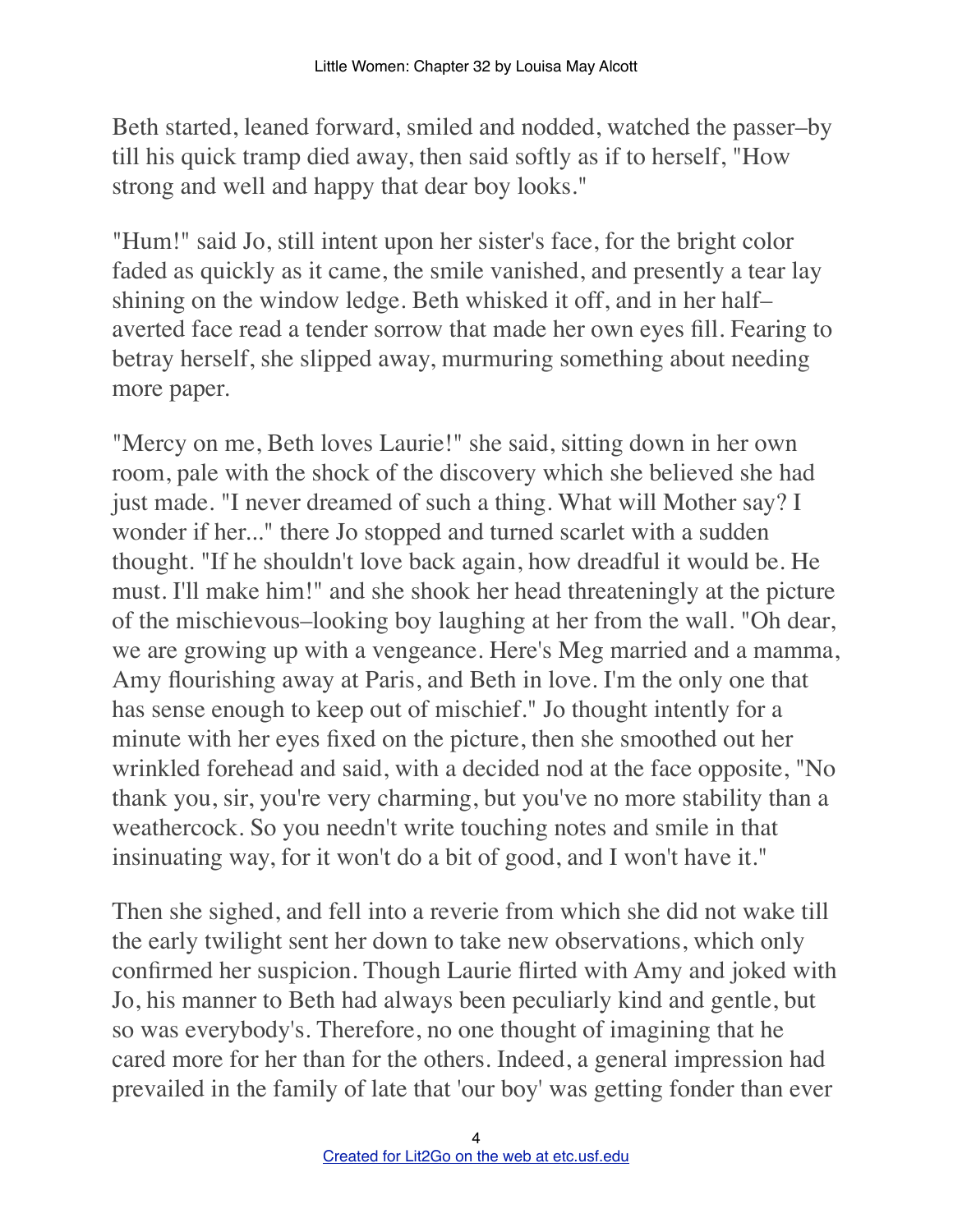Beth started, leaned forward, smiled and nodded, watched the passer–by till his quick tramp died away, then said softly as if to herself, "How strong and well and happy that dear boy looks."

"Hum!" said Jo, still intent upon her sister's face, for the bright color faded as quickly as it came, the smile vanished, and presently a tear lay shining on the window ledge. Beth whisked it off, and in her half–averted face read a tender sorrow that made her own eyes fill. Fearing to betray herself, she slipped away, murmuring something about needing more paper.

"Mercy on me, Beth loves Laurie!" she said, sitting down in her own room, pale with the shock of the discovery which she believed she had just made. "I never dreamed of such a thing. What will Mother say? I wonder if her..." there Jo stopped and turned scarlet with a sudden thought. "If he shouldn't love back again, how dreadful it would be. He must. I'll make him!" and she shook her head threateningly at the picture of the mischievous–looking boy laughing at her from the wall. "Oh dear, we are growing up with a vengeance. Here's Meg married and a mamma, Amy flourishing away at Paris, and Beth in love. I'm the only one that has sense enough to keep out of mischief." Jo thought intently for a minute with her eyes fixed on the picture, then she smoothed out her wrinkled forehead and said, with a decided nod at the face opposite, "No thank you, sir, you're very charming, but you've no more stability than a weathercock. So you needn't write touching notes and smile in that insinuating way, for it won't do a bit of good, and I won't have it."

Then she sighed, and fell into a reverie from which she did not wake till the early twilight sent her down to take new observations, which only confirmed her suspicion. Though Laurie flirted with Amy and joked with Jo, his manner to Beth had always been peculiarly kind and gentle, but so was everybody's. Therefore, no one thought of imagining that he cared more for her than for the others. Indeed, a general impression had prevailed in the family of late that 'our boy' was getting fonder than ever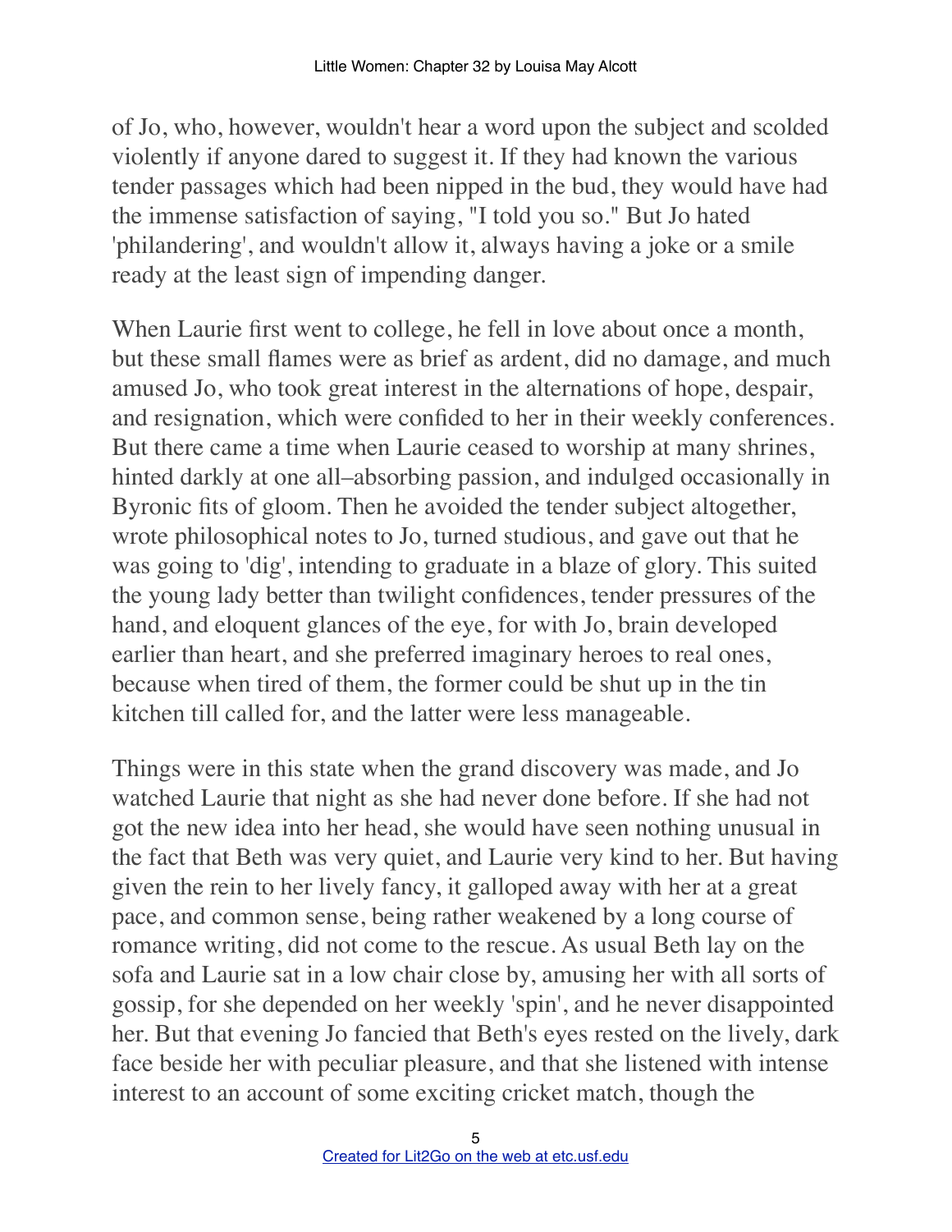of Jo, who, however, wouldn't hear a word upon the subject and scolded violently if anyone dared to suggest it. If they had known the various tender passages which had been nipped in the bud, they would have had the immense satisfaction of saying, "I told you so." But Jo hated 'philandering', and wouldn't allow it, always having a joke or a smile ready at the least sign of impending danger.

When Laurie first went to college, he fell in love about once a month, but these small flames were as brief as ardent, did no damage, and much amused Jo, who took great interest in the alternations of hope, despair, and resignation, which were confided to her in their weekly conferences. But there came a time when Laurie ceased to worship at many shrines, hinted darkly at one all–absorbing passion, and indulged occasionally in Byronic fits of gloom. Then he avoided the tender subject altogether, wrote philosophical notes to Jo, turned studious, and gave out that he was going to 'dig', intending to graduate in a blaze of glory. This suited the young lady better than twilight confidences, tender pressures of the hand, and eloquent glances of the eye, for with Jo, brain developed earlier than heart, and she preferred imaginary heroes to real ones, because when tired of them, the former could be shut up in the tin kitchen till called for, and the latter were less manageable.

Things were in this state when the grand discovery was made, and Jo watched Laurie that night as she had never done before. If she had not got the new idea into her head, she would have seen nothing unusual in the fact that Beth was very quiet, and Laurie very kind to her. But having given the rein to her lively fancy, it galloped away with her at a great pace, and common sense, being rather weakened by a long course of romance writing, did not come to the rescue. As usual Beth lay on the sofa and Laurie sat in a low chair close by, amusing her with all sorts of gossip, for she depended on her weekly 'spin', and he never disappointed her. But that evening Jo fancied that Beth's eyes rested on the lively, dark face beside her with peculiar pleasure, and that she listened with intense interest to an account of some exciting cricket match, though the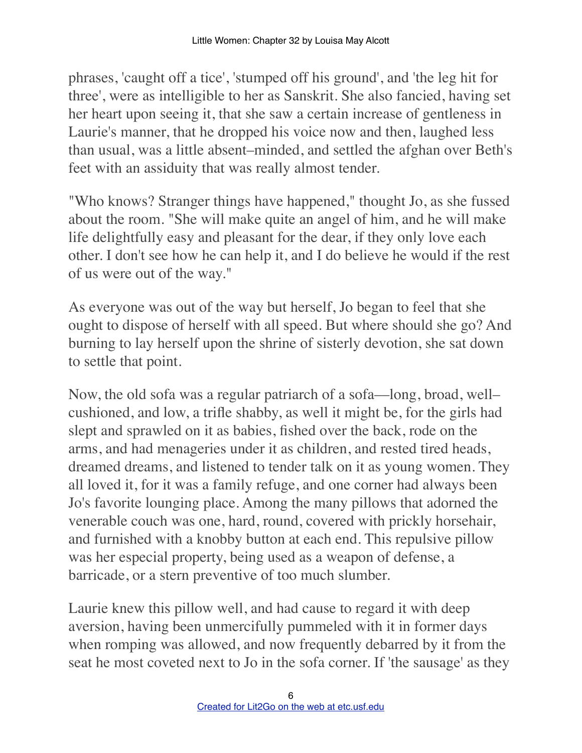phrases, 'caught off a tice', 'stumped off his ground', and 'the leg hit for three', were as intelligible to her as Sanskrit. She also fancied, having set her heart upon seeing it, that she saw a certain increase of gentleness in Laurie's manner, that he dropped his voice now and then, laughed less than usual, was a little absent–minded, and settled the afghan over Beth's feet with an assiduity that was really almost tender.

"Who knows? Stranger things have happened," thought Jo, as she fussed about the room. "She will make quite an angel of him, and he will make life delightfully easy and pleasant for the dear, if they only love each other. I don't see how he can help it, and I do believe he would if the rest of us were out of the way."

As everyone was out of the way but herself, Jo began to feel that she ought to dispose of herself with all speed. But where should she go? And burning to lay herself upon the shrine of sisterly devotion, she sat down to settle that point.

Now, the old sofa was a regular patriarch of a sofa—long, broad, well–cushioned, and low, a trifle shabby, as well it might be, for the girls had slept and sprawled on it as babies, fished over the back, rode on the arms, and had menageries under it as children, and rested tired heads, dreamed dreams, and listened to tender talk on it as young women. They all loved it, for it was a family refuge, and one corner had always been Jo's favorite lounging place. Among the many pillows that adorned the venerable couch was one, hard, round, covered with prickly horsehair, and furnished with a knobby button at each end. This repulsive pillow was her especial property, being used as a weapon of defense, a barricade, or a stern preventive of too much slumber.

Laurie knew this pillow well, and had cause to regard it with deep aversion, having been unmercifully pummeled with it in former days when romping was allowed, and now frequently debarred by it from the seat he most coveted next to Jo in the sofa corner. If 'the sausage' as they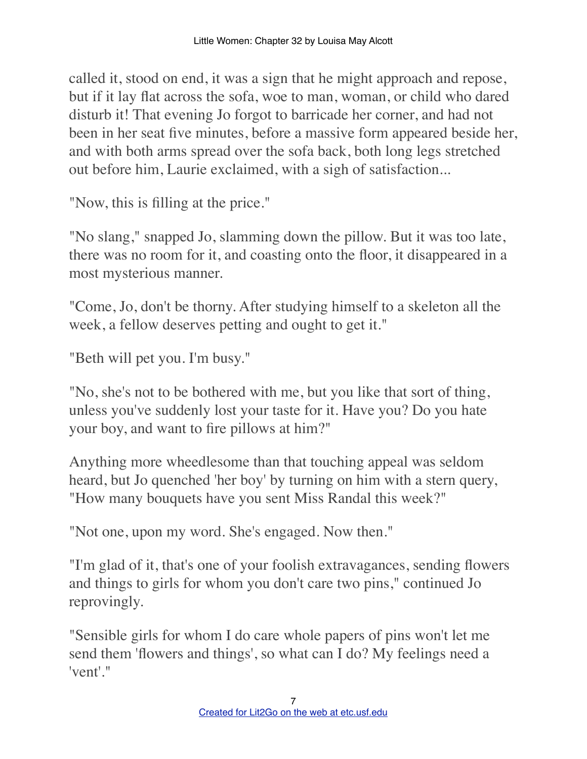called it, stood on end, it was a sign that he might approach and repose, but if it lay flat across the sofa, woe to man, woman, or child who dared disturb it! That evening Jo forgot to barricade her corner, and had not been in her seat five minutes, before a massive form appeared beside her, and with both arms spread over the sofa back, both long legs stretched out before him, Laurie exclaimed, with a sigh of satisfaction...

"Now, this is filling at the price."

"No slang," snapped Jo, slamming down the pillow. But it was too late, there was no room for it, and coasting onto the floor, it disappeared in a most mysterious manner.

"Come, Jo, don't be thorny. After studying himself to a skeleton all the week, a fellow deserves petting and ought to get it."

"Beth will pet you. I'm busy."

"No, she's not to be bothered with me, but you like that sort of thing, unless you've suddenly lost your taste for it. Have you? Do you hate your boy, and want to fire pillows at him?"

Anything more wheedlesome than that touching appeal was seldom heard, but Jo quenched 'her boy' by turning on him with a stern query, "How many bouquets have you sent Miss Randal this week?"

"Not one, upon my word. She's engaged. Now then."

"I'm glad of it, that's one of your foolish extravagances, sending flowers and things to girls for whom you don't care two pins," continued Jo reprovingly.

"Sensible girls for whom I do care whole papers of pins won't let me send them 'flowers and things', so what can I do? My feelings need a 'vent'."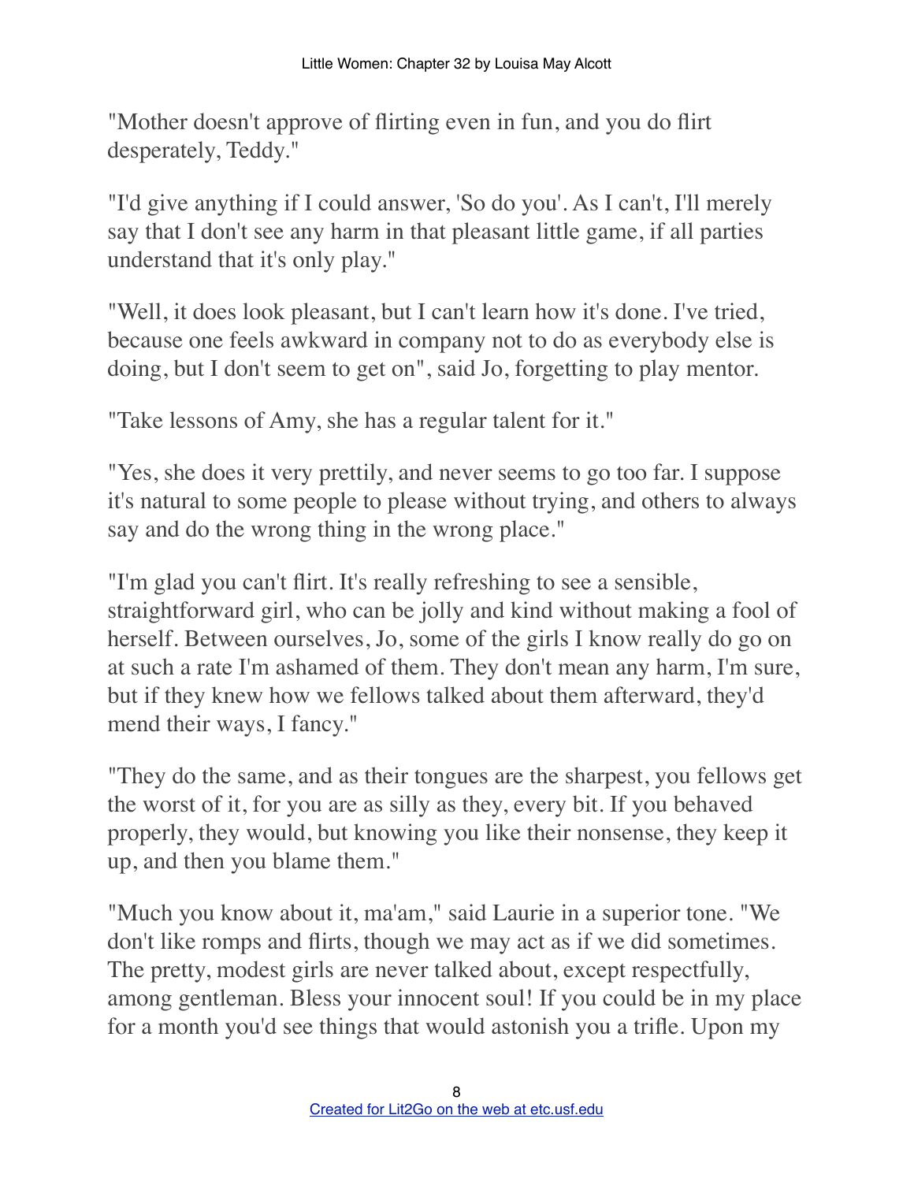"Mother doesn't approve of flirting even in fun, and you do flirt desperately, Teddy."

"I'd give anything if I could answer, 'So do you'. As I can't, I'll merely say that I don't see any harm in that pleasant little game, if all parties understand that it's only play."

"Well, it does look pleasant, but I can't learn how it's done. I've tried, because one feels awkward in company not to do as everybody else is doing, but I don't seem to get on", said Jo, forgetting to play mentor.

"Take lessons of Amy, she has a regular talent for it."

"Yes, she does it very prettily, and never seems to go too far. I suppose it's natural to some people to please without trying, and others to always say and do the wrong thing in the wrong place."

"I'm glad you can't flirt. It's really refreshing to see a sensible, straightforward girl, who can be jolly and kind without making a fool of herself. Between ourselves, Jo, some of the girls I know really do go on at such a rate I'm ashamed of them. They don't mean any harm, I'm sure, but if they knew how we fellows talked about them afterward, they'd mend their ways, I fancy."

"They do the same, and as their tongues are the sharpest, you fellows get the worst of it, for you are as silly as they, every bit. If you behaved properly, they would, but knowing you like their nonsense, they keep it up, and then you blame them."

"Much you know about it, ma'am," said Laurie in a superior tone. "We don't like romps and flirts, though we may act as if we did sometimes. The pretty, modest girls are never talked about, except respectfully, among gentleman. Bless your innocent soul! If you could be in my place for a month you'd see things that would astonish you a trifle. Upon my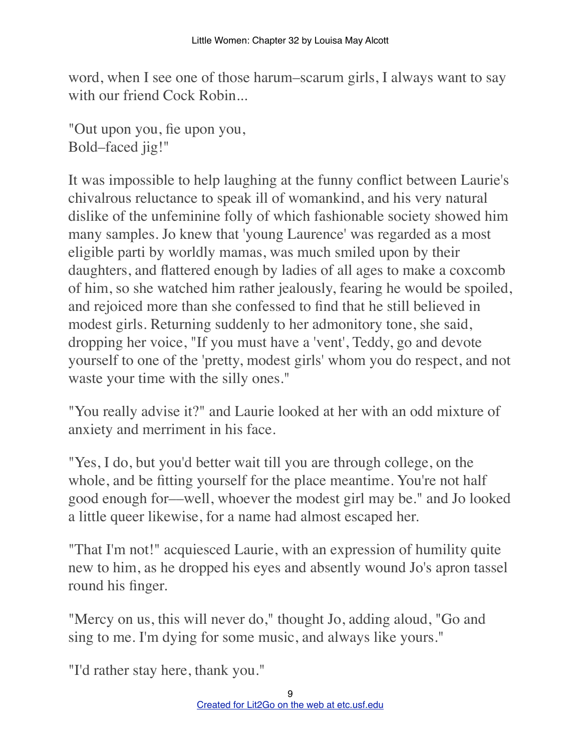word, when I see one of those harum–scarum girls, I always want to say with our friend Cock Robin...

"Out upon you, fie upon you,
Bold–faced jig!"

It was impossible to help laughing at the funny conflict between Laurie's chivalrous reluctance to speak ill of womankind, and his very natural dislike of the unfeminine folly of which fashionable society showed him many samples. Jo knew that 'young Laurence' was regarded as a most eligible parti by worldly mamas, was much smiled upon by their daughters, and flattered enough by ladies of all ages to make a coxcomb of him, so she watched him rather jealously, fearing he would be spoiled, and rejoiced more than she confessed to find that he still believed in modest girls. Returning suddenly to her admonitory tone, she said, dropping her voice, "If you must have a 'vent', Teddy, go and devote yourself to one of the 'pretty, modest girls' whom you do respect, and not waste your time with the silly ones."

"You really advise it?" and Laurie looked at her with an odd mixture of anxiety and merriment in his face.

"Yes, I do, but you'd better wait till you are through college, on the whole, and be fitting yourself for the place meantime. You're not half good enough for—well, whoever the modest girl may be." and Jo looked a little queer likewise, for a name had almost escaped her.

"That I'm not!" acquiesced Laurie, with an expression of humility quite new to him, as he dropped his eyes and absently wound Jo's apron tassel round his finger.

"Mercy on us, this will never do," thought Jo, adding aloud, "Go and sing to me. I'm dying for some music, and always like yours."

"I'd rather stay here, thank you."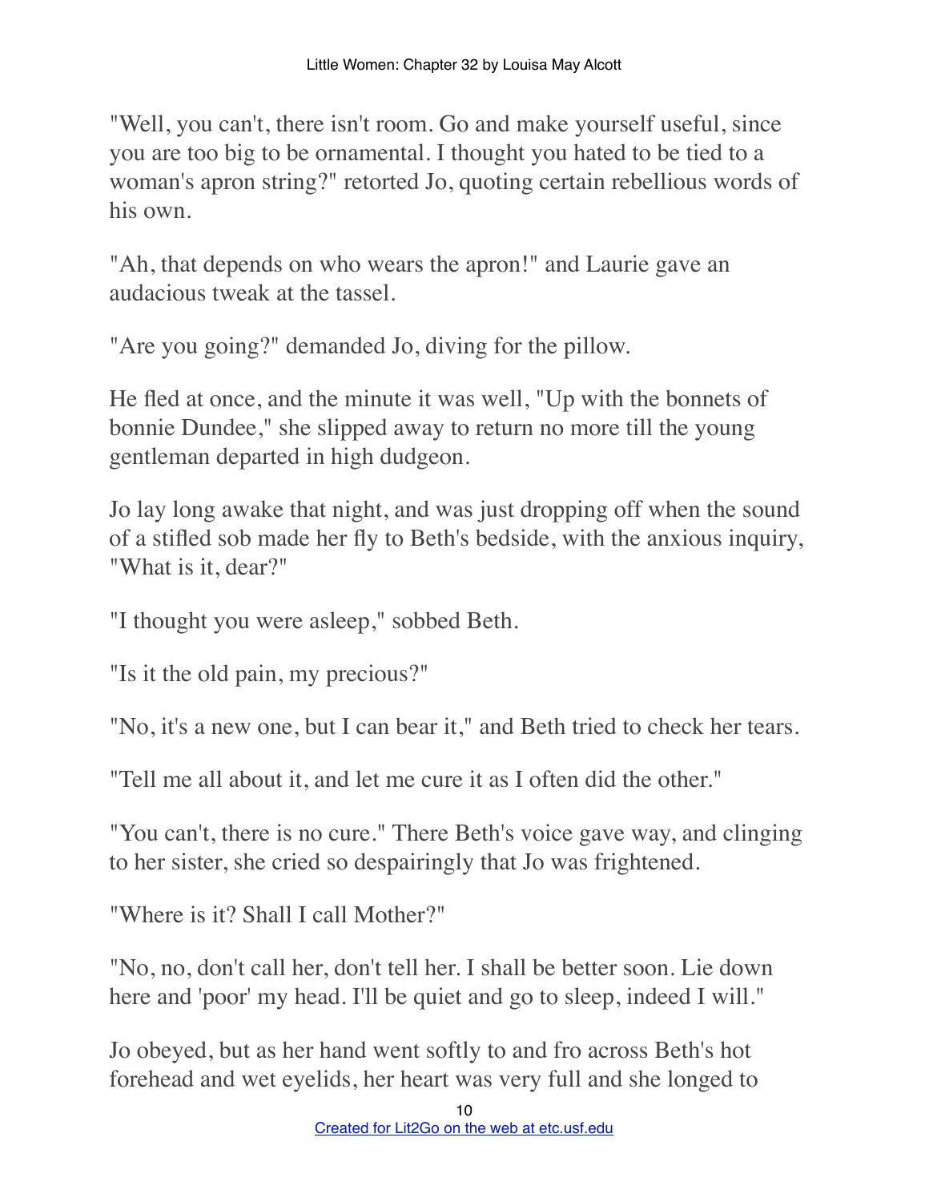"Well, you can't, there isn't room. Go and make yourself useful, since you are too big to be ornamental. I thought you hated to be tied to a woman's apron string?" retorted Jo, quoting certain rebellious words of his own.

"Ah, that depends on who wears the apron!" and Laurie gave an audacious tweak at the tassel.

"Are you going?" demanded Jo, diving for the pillow.

He fled at once, and the minute it was well, "Up with the bonnets of bonnie Dundee," she slipped away to return no more till the young gentleman departed in high dudgeon.

Jo lay long awake that night, and was just dropping off when the sound of a stifled sob made her fly to Beth's bedside, with the anxious inquiry, "What is it, dear?"

"I thought you were asleep," sobbed Beth.

"Is it the old pain, my precious?"

"No, it's a new one, but I can bear it," and Beth tried to check her tears.

"Tell me all about it, and let me cure it as I often did the other."

"You can't, there is no cure." There Beth's voice gave way, and clinging to her sister, she cried so despairingly that Jo was frightened.

"Where is it? Shall I call Mother?"

"No, no, don't call her, don't tell her. I shall be better soon. Lie down here and 'poor' my head. I'll be quiet and go to sleep, indeed I will."

Jo obeyed, but as her hand went softly to and fro across Beth's hot forehead and wet eyelids, her heart was very full and she longed to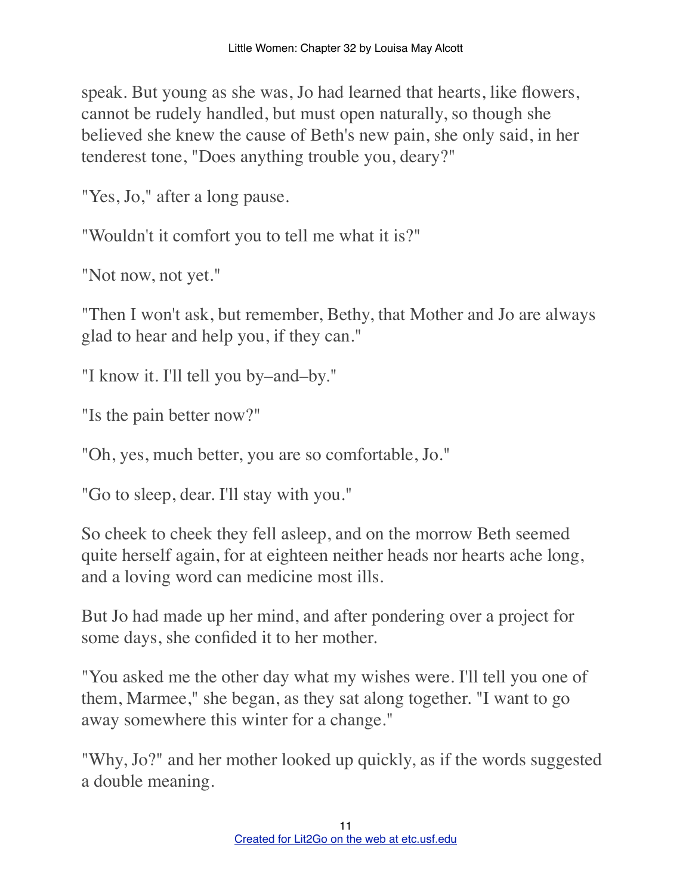speak. But young as she was, Jo had learned that hearts, like flowers, cannot be rudely handled, but must open naturally, so though she believed she knew the cause of Beth's new pain, she only said, in her tenderest tone, "Does anything trouble you, deary?"

"Yes, Jo," after a long pause.

"Wouldn't it comfort you to tell me what it is?"

"Not now, not yet."

"Then I won't ask, but remember, Bethy, that Mother and Jo are always glad to hear and help you, if they can."

"I know it. I'll tell you by–and–by."

"Is the pain better now?"

"Oh, yes, much better, you are so comfortable, Jo."

"Go to sleep, dear. I'll stay with you."

So cheek to cheek they fell asleep, and on the morrow Beth seemed quite herself again, for at eighteen neither heads nor hearts ache long, and a loving word can medicine most ills.

But Jo had made up her mind, and after pondering over a project for some days, she confided it to her mother.

"You asked me the other day what my wishes were. I'll tell you one of them, Marmee," she began, as they sat along together. "I want to go away somewhere this winter for a change."

"Why, Jo?" and her mother looked up quickly, as if the words suggested a double meaning.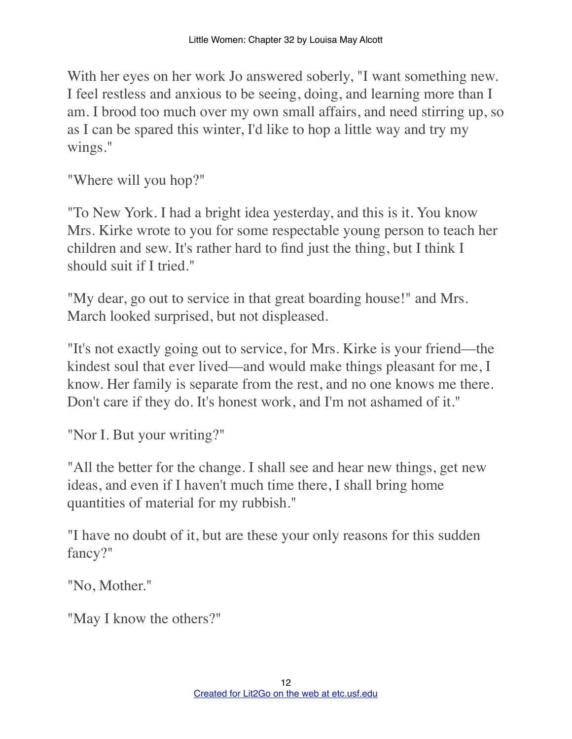With her eyes on her work Jo answered soberly, "I want something new. I feel restless and anxious to be seeing, doing, and learning more than I am. I brood too much over my own small affairs, and need stirring up, so as I can be spared this winter, I'd like to hop a little way and try my wings."

"Where will you hop?"

"To New York. I had a bright idea yesterday, and this is it. You know Mrs. Kirke wrote to you for some respectable young person to teach her children and sew. It's rather hard to find just the thing, but I think I should suit if I tried."

"My dear, go out to service in that great boarding house!" and Mrs. March looked surprised, but not displeased.

"It's not exactly going out to service, for Mrs. Kirke is your friend—the kindest soul that ever lived—and would make things pleasant for me, I know. Her family is separate from the rest, and no one knows me there. Don't care if they do. It's honest work, and I'm not ashamed of it."

"Nor I. But your writing?"

"All the better for the change. I shall see and hear new things, get new ideas, and even if I haven't much time there, I shall bring home quantities of material for my rubbish."

"I have no doubt of it, but are these your only reasons for this sudden fancy?"

"No, Mother."

"May I know the others?"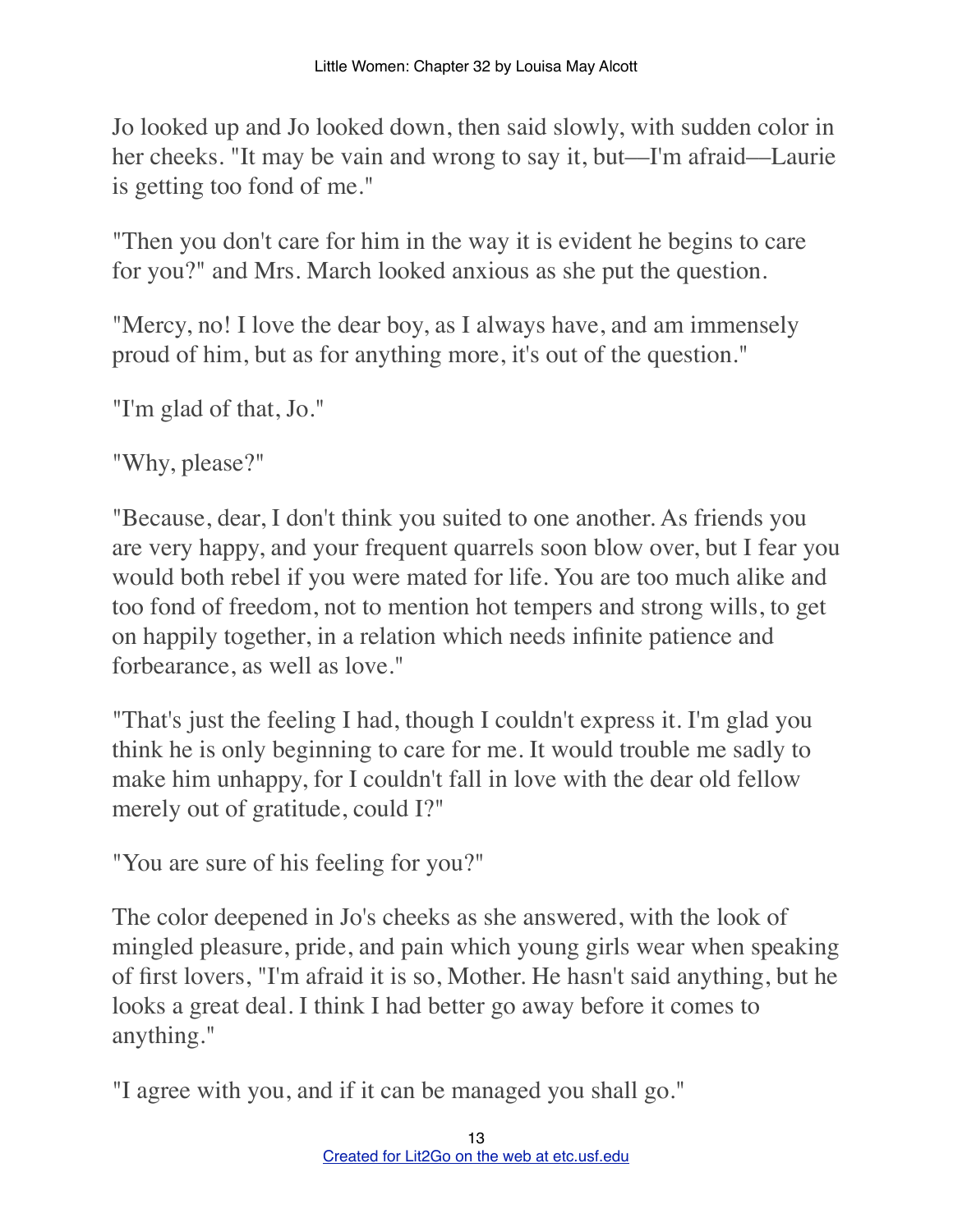Jo looked up and Jo looked down, then said slowly, with sudden color in her cheeks. "It may be vain and wrong to say it, but—I'm afraid—Laurie is getting too fond of me."

"Then you don't care for him in the way it is evident he begins to care for you?" and Mrs. March looked anxious as she put the question.

"Mercy, no! I love the dear boy, as I always have, and am immensely proud of him, but as for anything more, it's out of the question."

"I'm glad of that, Jo."

"Why, please?"

"Because, dear, I don't think you suited to one another. As friends you are very happy, and your frequent quarrels soon blow over, but I fear you would both rebel if you were mated for life. You are too much alike and too fond of freedom, not to mention hot tempers and strong wills, to get on happily together, in a relation which needs infinite patience and forbearance, as well as love."

"That's just the feeling I had, though I couldn't express it. I'm glad you think he is only beginning to care for me. It would trouble me sadly to make him unhappy, for I couldn't fall in love with the dear old fellow merely out of gratitude, could I?"

"You are sure of his feeling for you?"

The color deepened in Jo's cheeks as she answered, with the look of mingled pleasure, pride, and pain which young girls wear when speaking of first lovers, "I'm afraid it is so, Mother. He hasn't said anything, but he looks a great deal. I think I had better go away before it comes to anything."

"I agree with you, and if it can be managed you shall go."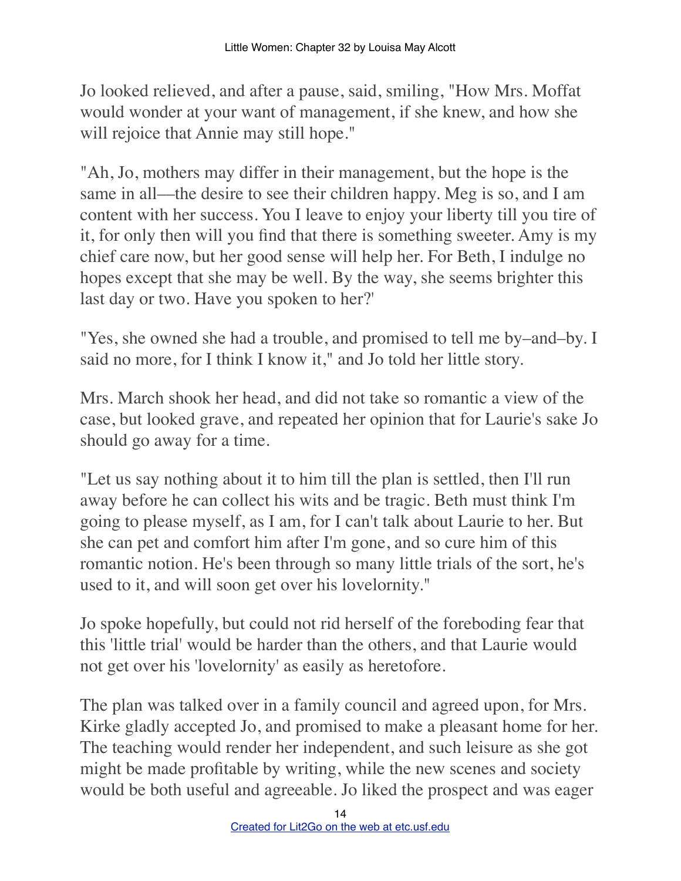Jo looked relieved, and after a pause, said, smiling, "How Mrs. Moffat would wonder at your want of management, if she knew, and how she will rejoice that Annie may still hope."

"Ah, Jo, mothers may differ in their management, but the hope is the same in all—the desire to see their children happy. Meg is so, and I am content with her success. You I leave to enjoy your liberty till you tire of it, for only then will you find that there is something sweeter. Amy is my chief care now, but her good sense will help her. For Beth, I indulge no hopes except that she may be well. By the way, she seems brighter this last day or two. Have you spoken to her?'

"Yes, she owned she had a trouble, and promised to tell me by–and–by. I said no more, for I think I know it," and Jo told her little story.

Mrs. March shook her head, and did not take so romantic a view of the case, but looked grave, and repeated her opinion that for Laurie's sake Jo should go away for a time.

"Let us say nothing about it to him till the plan is settled, then I'll run away before he can collect his wits and be tragic. Beth must think I'm going to please myself, as I am, for I can't talk about Laurie to her. But she can pet and comfort him after I'm gone, and so cure him of this romantic notion. He's been through so many little trials of the sort, he's used to it, and will soon get over his lovelornity."

Jo spoke hopefully, but could not rid herself of the foreboding fear that this 'little trial' would be harder than the others, and that Laurie would not get over his 'lovelornity' as easily as heretofore.

The plan was talked over in a family council and agreed upon, for Mrs. Kirke gladly accepted Jo, and promised to make a pleasant home for her. The teaching would render her independent, and such leisure as she got might be made profitable by writing, while the new scenes and society would be both useful and agreeable. Jo liked the prospect and was eager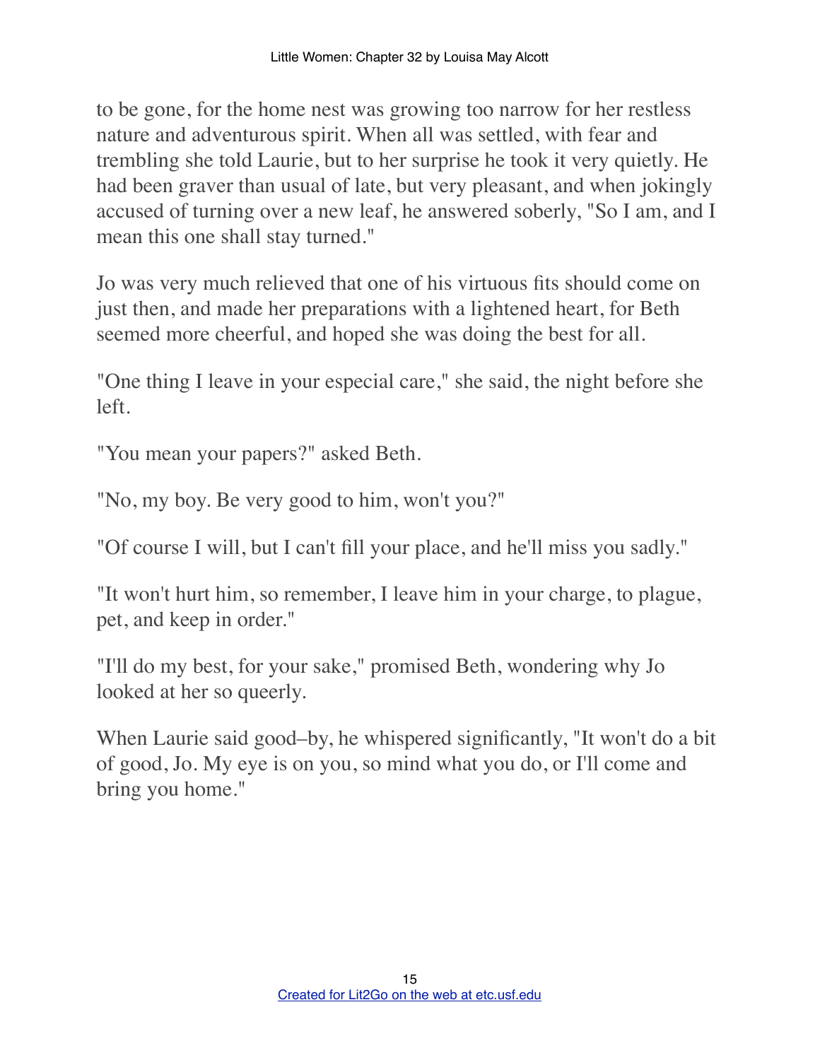to be gone, for the home nest was growing too narrow for her restless nature and adventurous spirit. When all was settled, with fear and trembling she told Laurie, but to her surprise he took it very quietly. He had been graver than usual of late, but very pleasant, and when jokingly accused of turning over a new leaf, he answered soberly, "So I am, and I mean this one shall stay turned."

Jo was very much relieved that one of his virtuous fits should come on just then, and made her preparations with a lightened heart, for Beth seemed more cheerful, and hoped she was doing the best for all.

"One thing I leave in your especial care," she said, the night before she left.

"You mean your papers?" asked Beth.

"No, my boy. Be very good to him, won't you?"

"Of course I will, but I can't fill your place, and he'll miss you sadly."

"It won't hurt him, so remember, I leave him in your charge, to plague, pet, and keep in order."

"I'll do my best, for your sake," promised Beth, wondering why Jo looked at her so queerly.

When Laurie said good–by, he whispered significantly, "It won't do a bit of good, Jo. My eye is on you, so mind what you do, or I'll come and bring you home."